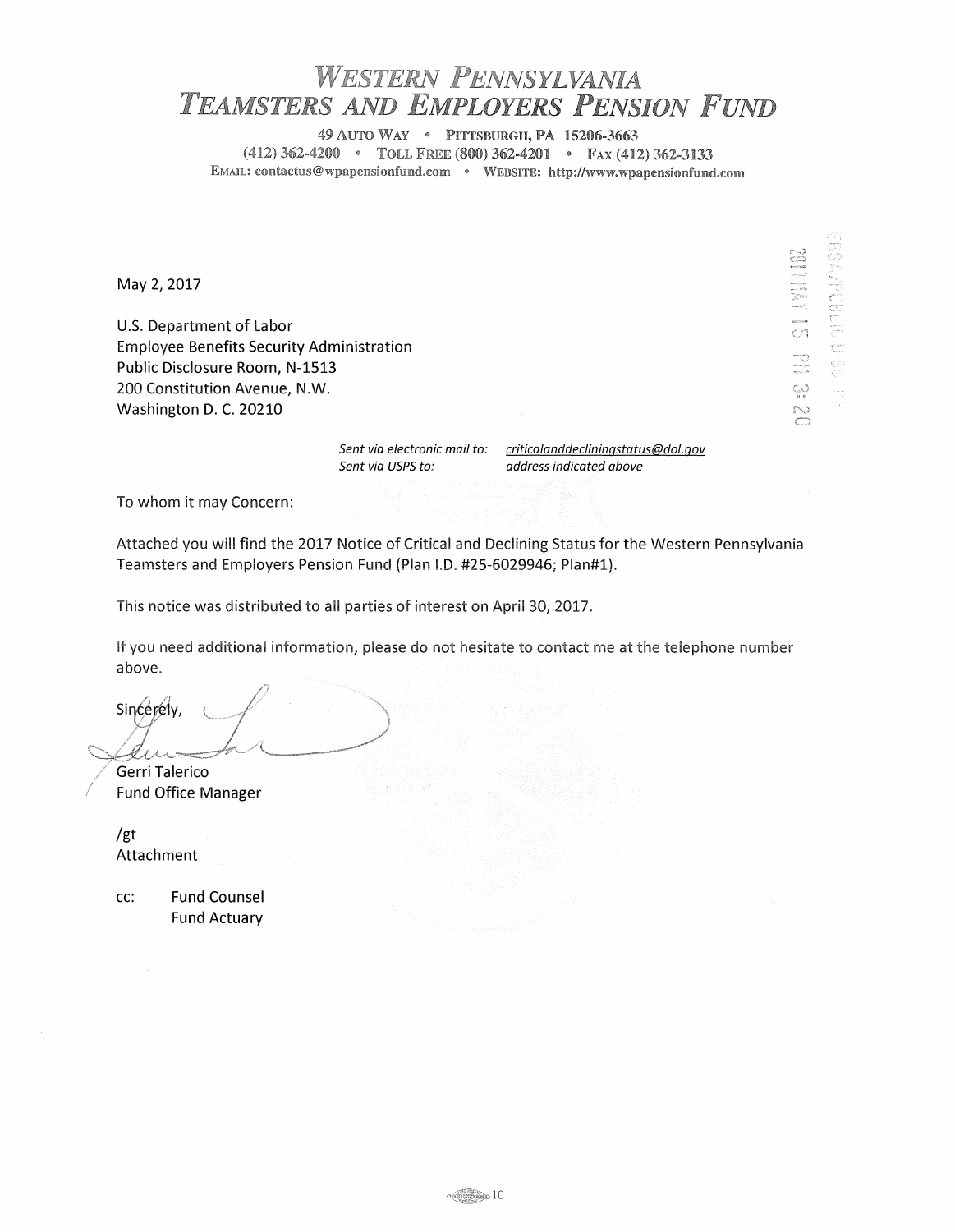# *Western Pennsylvania Teamsters and Employers Pension Fund*

49 Auto Way • Pittsburgh, PA 15206-3663

(412) 362-4200 • Toll Free (800) 362-4201 • Fax (412) 362-3133

Email: contactus@wpapensionfund.com • Website: http://www.wpapensionfund.com

EBSA/PUBLIC DISC. RM

2017 MAY 15 PM 3:20

May 2, 2017

U.S. Department of Labor
Employee Benefits Security Administration
Public Disclosure Room, N-1513
200 Constitution Avenue, N.W.
Washington D. C. 20210

*Sent via electronic mail to:* *criticalanddecliningstatus@dol.gov*
*Sent via USPS to:* *address indicated above*

To whom it may Concern:

Attached you will find the 2017 Notice of Critical and Declining Status for the Western Pennsylvania Teamsters and Employers Pension Fund (Plan I.D. #25-6029946; Plan#1).

This notice was distributed to all parties of interest on April 30, 2017.

If you need additional information, please do not hesitate to contact me at the telephone number above.

Sincerely,

Gerri Talerico
Fund Office Manager

/gt
Attachment

cc: Fund Counsel
Fund Actuary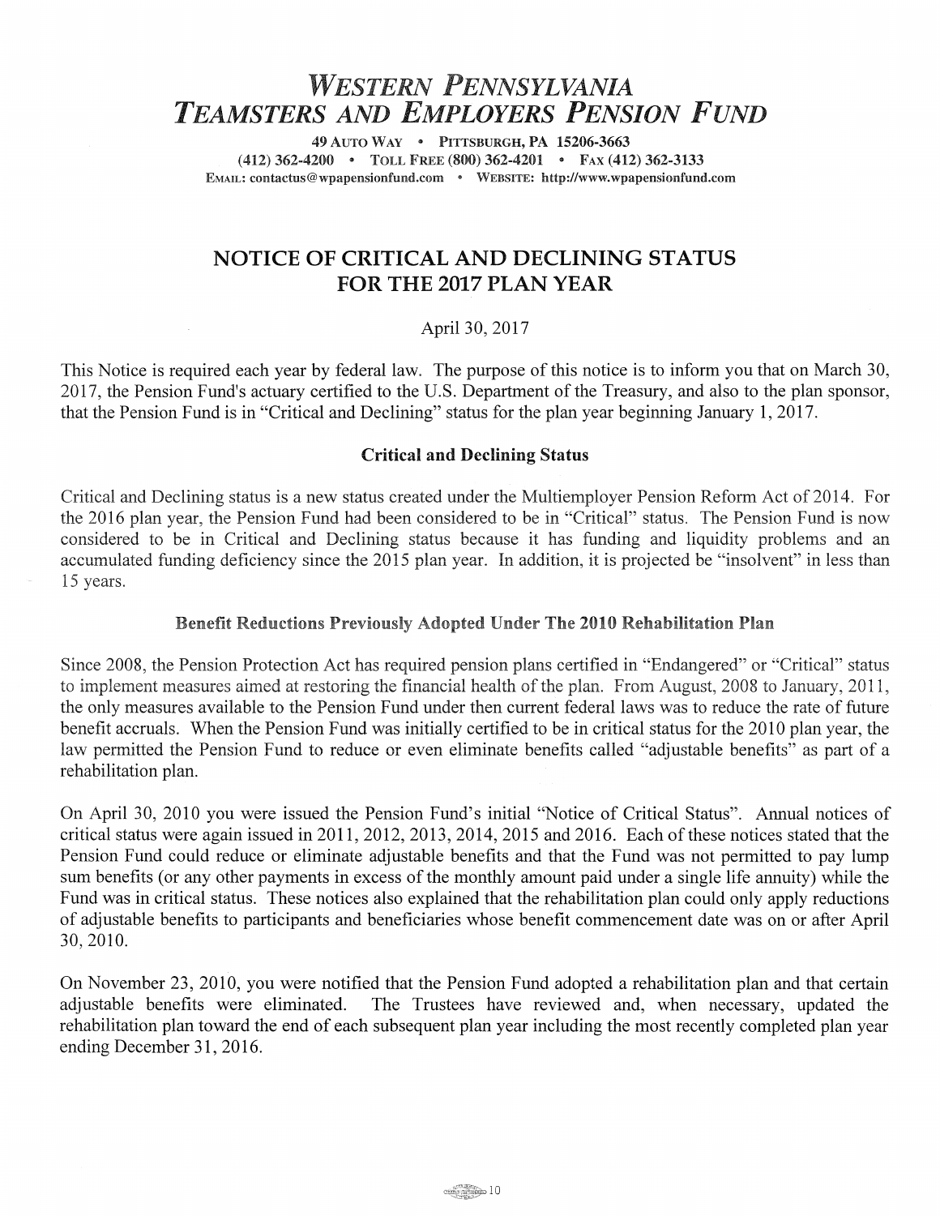# *Western Pennsylvania Teamsters and Employers Pension Fund*

49 Auto Way • Pittsburgh, PA 15206-3663
(412) 362-4200 • Toll Free (800) 362-4201 • Fax (412) 362-3133
Email: contactus@wpapensionfund.com • Website: http://www.wpapensionfund.com

## NOTICE OF CRITICAL AND DECLINING STATUS FOR THE 2017 PLAN YEAR

April 30, 2017

This Notice is required each year by federal law. The purpose of this notice is to inform you that on March 30, 2017, the Pension Fund's actuary certified to the U.S. Department of the Treasury, and also to the plan sponsor, that the Pension Fund is in "Critical and Declining" status for the plan year beginning January 1, 2017.

### Critical and Declining Status

Critical and Declining status is a new status created under the Multiemployer Pension Reform Act of 2014. For the 2016 plan year, the Pension Fund had been considered to be in "Critical" status. The Pension Fund is now considered to be in Critical and Declining status because it has funding and liquidity problems and an accumulated funding deficiency since the 2015 plan year. In addition, it is projected be "insolvent" in less than 15 years.

### Benefit Reductions Previously Adopted Under The 2010 Rehabilitation Plan

Since 2008, the Pension Protection Act has required pension plans certified in "Endangered" or "Critical" status to implement measures aimed at restoring the financial health of the plan. From August, 2008 to January, 2011, the only measures available to the Pension Fund under then current federal laws was to reduce the rate of future benefit accruals. When the Pension Fund was initially certified to be in critical status for the 2010 plan year, the law permitted the Pension Fund to reduce or even eliminate benefits called "adjustable benefits" as part of a rehabilitation plan.

On April 30, 2010 you were issued the Pension Fund's initial "Notice of Critical Status". Annual notices of critical status were again issued in 2011, 2012, 2013, 2014, 2015 and 2016. Each of these notices stated that the Pension Fund could reduce or eliminate adjustable benefits and that the Fund was not permitted to pay lump sum benefits (or any other payments in excess of the monthly amount paid under a single life annuity) while the Fund was in critical status. These notices also explained that the rehabilitation plan could only apply reductions of adjustable benefits to participants and beneficiaries whose benefit commencement date was on or after April 30, 2010.

On November 23, 2010, you were notified that the Pension Fund adopted a rehabilitation plan and that certain adjustable benefits were eliminated. The Trustees have reviewed and, when necessary, updated the rehabilitation plan toward the end of each subsequent plan year including the most recently completed plan year ending December 31, 2016.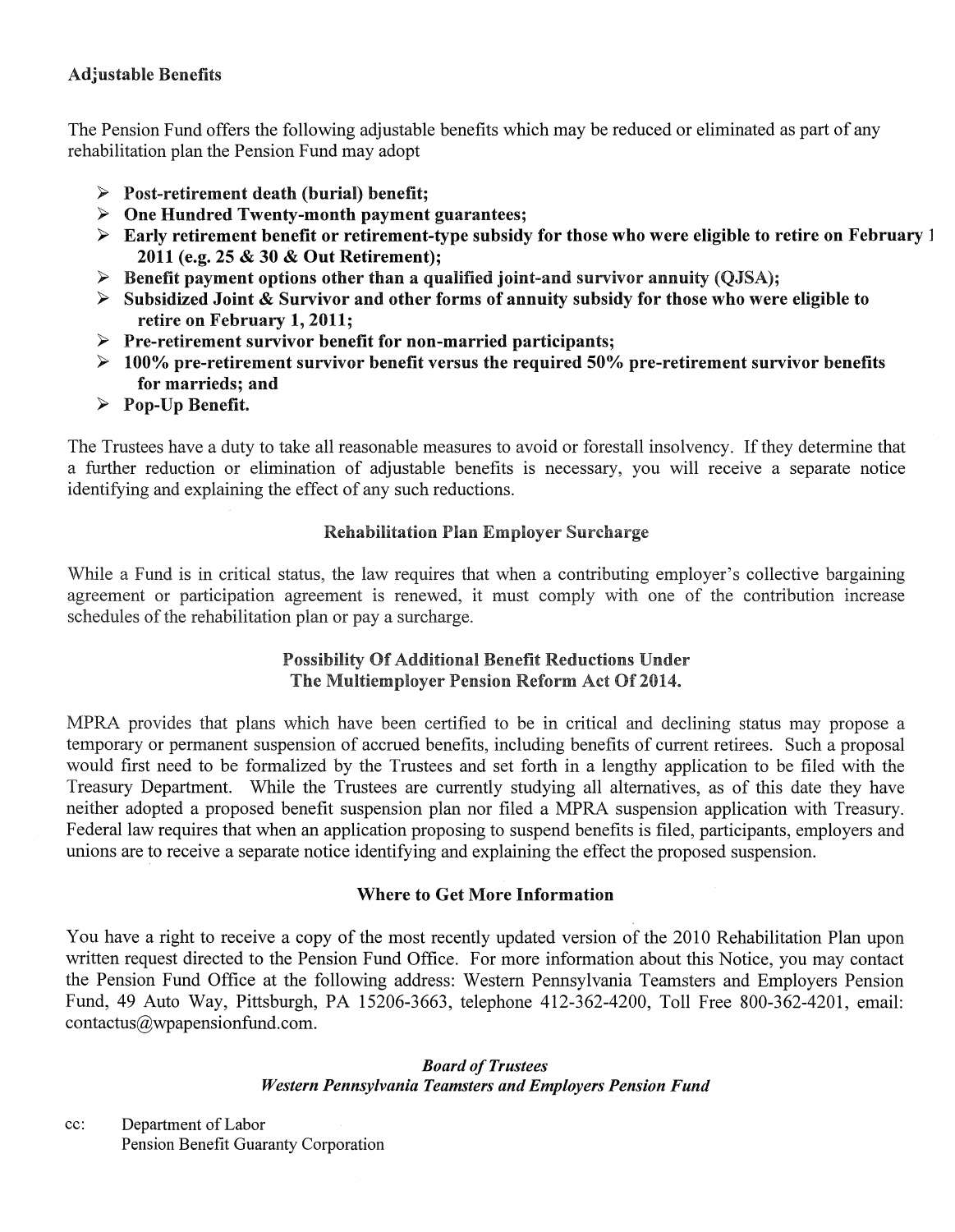### Adjustable Benefits

The Pension Fund offers the following adjustable benefits which may be reduced or eliminated as part of any rehabilitation plan the Pension Fund may adopt

- **Post-retirement death (burial) benefit;**
- **One Hundred Twenty-month payment guarantees;**
- **Early retirement benefit or retirement-type subsidy for those who were eligible to retire on February 1 2011 (e.g. 25 & 30 & Out Retirement);**
- **Benefit payment options other than a qualified joint-and survivor annuity (QJSA);**
- **Subsidized Joint & Survivor and other forms of annuity subsidy for those who were eligible to retire on February 1, 2011;**
- **Pre-retirement survivor benefit for non-married participants;**
- **100% pre-retirement survivor benefit versus the required 50% pre-retirement survivor benefits for marrieds; and**
- **Pop-Up Benefit.**

The Trustees have a duty to take all reasonable measures to avoid or forestall insolvency. If they determine that a further reduction or elimination of adjustable benefits is necessary, you will receive a separate notice identifying and explaining the effect of any such reductions.

### Rehabilitation Plan Employer Surcharge

While a Fund is in critical status, the law requires that when a contributing employer's collective bargaining agreement or participation agreement is renewed, it must comply with one of the contribution increase schedules of the rehabilitation plan or pay a surcharge.

### Possibility Of Additional Benefit Reductions Under The Multiemployer Pension Reform Act Of 2014.

MPRA provides that plans which have been certified to be in critical and declining status may propose a temporary or permanent suspension of accrued benefits, including benefits of current retirees. Such a proposal would first need to be formalized by the Trustees and set forth in a lengthy application to be filed with the Treasury Department. While the Trustees are currently studying all alternatives, as of this date they have neither adopted a proposed benefit suspension plan nor filed a MPRA suspension application with Treasury. Federal law requires that when an application proposing to suspend benefits is filed, participants, employers and unions are to receive a separate notice identifying and explaining the effect the proposed suspension.

### Where to Get More Information

You have a right to receive a copy of the most recently updated version of the 2010 Rehabilitation Plan upon written request directed to the Pension Fund Office. For more information about this Notice, you may contact the Pension Fund Office at the following address: Western Pennsylvania Teamsters and Employers Pension Fund, 49 Auto Way, Pittsburgh, PA 15206-3663, telephone 412-362-4200, Toll Free 800-362-4201, email: contactus@wpapensionfund.com.

***Board of Trustees***
***Western Pennsylvania Teamsters and Employers Pension Fund***

cc: Department of Labor
Pension Benefit Guaranty Corporation